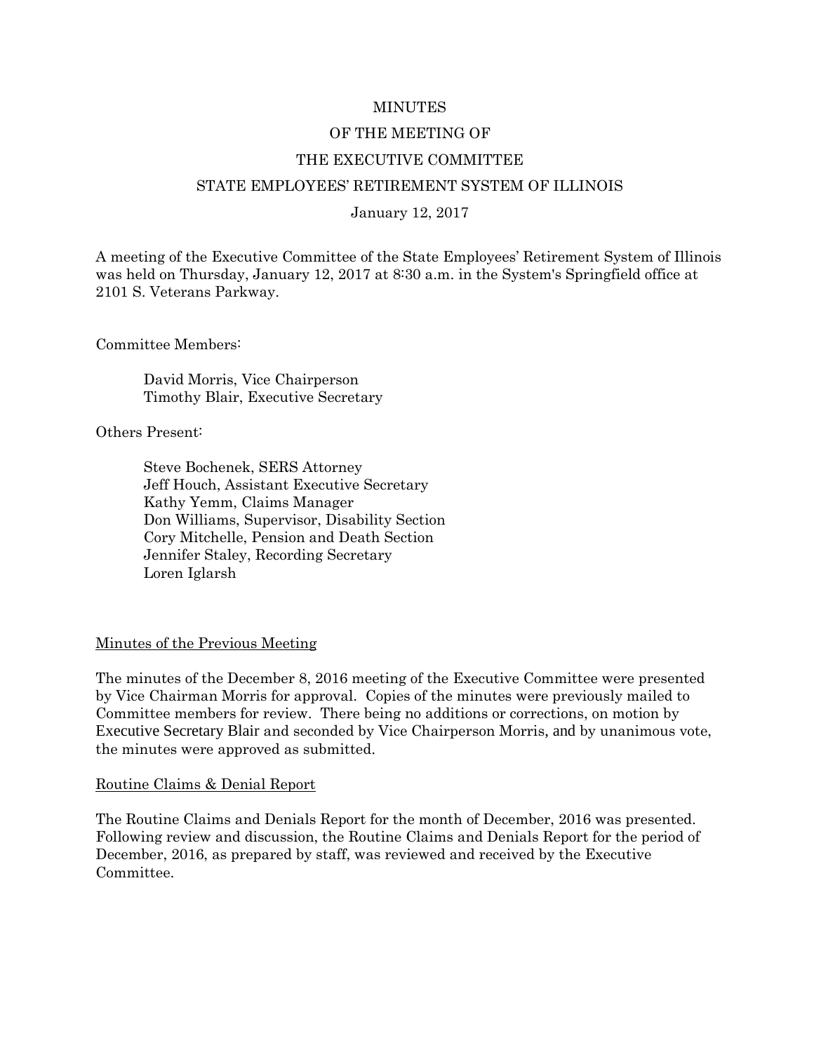MINUTES

OF THE MEETING OF

THE EXECUTIVE COMMITTEE

STATE EMPLOYEES' RETIREMENT SYSTEM OF ILLINOIS

January 12, 2017

A meeting of the Executive Committee of the State Employees' Retirement System of Illinois was held on Thursday, January 12, 2017 at 8:30 a.m. in the System's Springfield office at 2101 S. Veterans Parkway.

Committee Members:

David Morris, Vice Chairperson
Timothy Blair, Executive Secretary

Others Present:

Steve Bochenek, SERS Attorney
Jeff Houch, Assistant Executive Secretary
Kathy Yemm, Claims Manager
Don Williams, Supervisor, Disability Section
Cory Mitchelle, Pension and Death Section
Jennifer Staley, Recording Secretary
Loren Iglarsh

Minutes of the Previous Meeting

The minutes of the December 8, 2016 meeting of the Executive Committee were presented by Vice Chairman Morris for approval. Copies of the minutes were previously mailed to Committee members for review. There being no additions or corrections, on motion by Executive Secretary Blair and seconded by Vice Chairperson Morris, and by unanimous vote, the minutes were approved as submitted.

Routine Claims & Denial Report

The Routine Claims and Denials Report for the month of December, 2016 was presented. Following review and discussion, the Routine Claims and Denials Report for the period of December, 2016, as prepared by staff, was reviewed and received by the Executive Committee.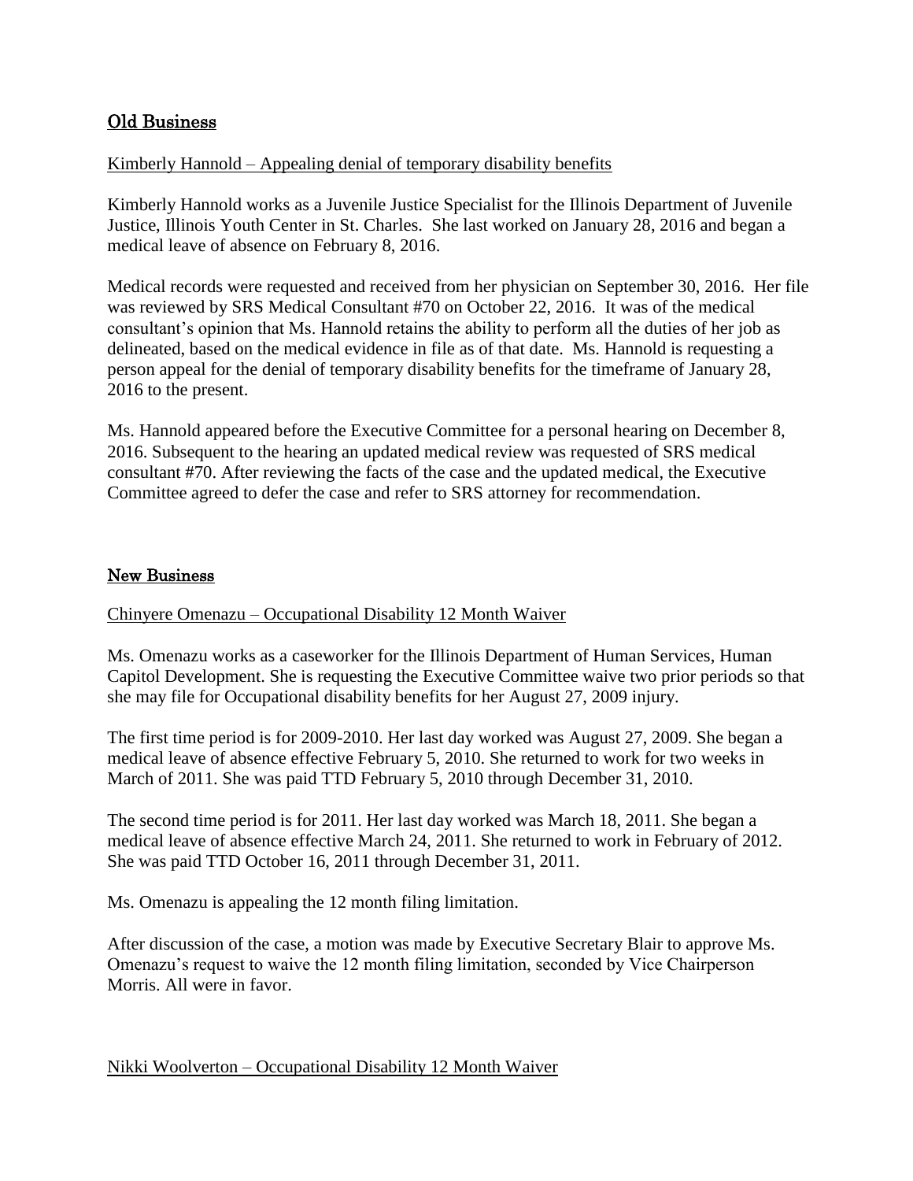## Old Business

Kimberly Hannold – Appealing denial of temporary disability benefits

Kimberly Hannold works as a Juvenile Justice Specialist for the Illinois Department of Juvenile Justice, Illinois Youth Center in St. Charles. She last worked on January 28, 2016 and began a medical leave of absence on February 8, 2016.

Medical records were requested and received from her physician on September 30, 2016. Her file was reviewed by SRS Medical Consultant #70 on October 22, 2016. It was of the medical consultant's opinion that Ms. Hannold retains the ability to perform all the duties of her job as delineated, based on the medical evidence in file as of that date. Ms. Hannold is requesting a person appeal for the denial of temporary disability benefits for the timeframe of January 28, 2016 to the present.

Ms. Hannold appeared before the Executive Committee for a personal hearing on December 8, 2016. Subsequent to the hearing an updated medical review was requested of SRS medical consultant #70. After reviewing the facts of the case and the updated medical, the Executive Committee agreed to defer the case and refer to SRS attorney for recommendation.

## New Business

Chinyere Omenazu – Occupational Disability 12 Month Waiver

Ms. Omenazu works as a caseworker for the Illinois Department of Human Services, Human Capitol Development. She is requesting the Executive Committee waive two prior periods so that she may file for Occupational disability benefits for her August 27, 2009 injury.

The first time period is for 2009-2010. Her last day worked was August 27, 2009. She began a medical leave of absence effective February 5, 2010. She returned to work for two weeks in March of 2011. She was paid TTD February 5, 2010 through December 31, 2010.

The second time period is for 2011. Her last day worked was March 18, 2011. She began a medical leave of absence effective March 24, 2011. She returned to work in February of 2012. She was paid TTD October 16, 2011 through December 31, 2011.

Ms. Omenazu is appealing the 12 month filing limitation.

After discussion of the case, a motion was made by Executive Secretary Blair to approve Ms. Omenazu's request to waive the 12 month filing limitation, seconded by Vice Chairperson Morris. All were in favor.

Nikki Woolverton – Occupational Disability 12 Month Waiver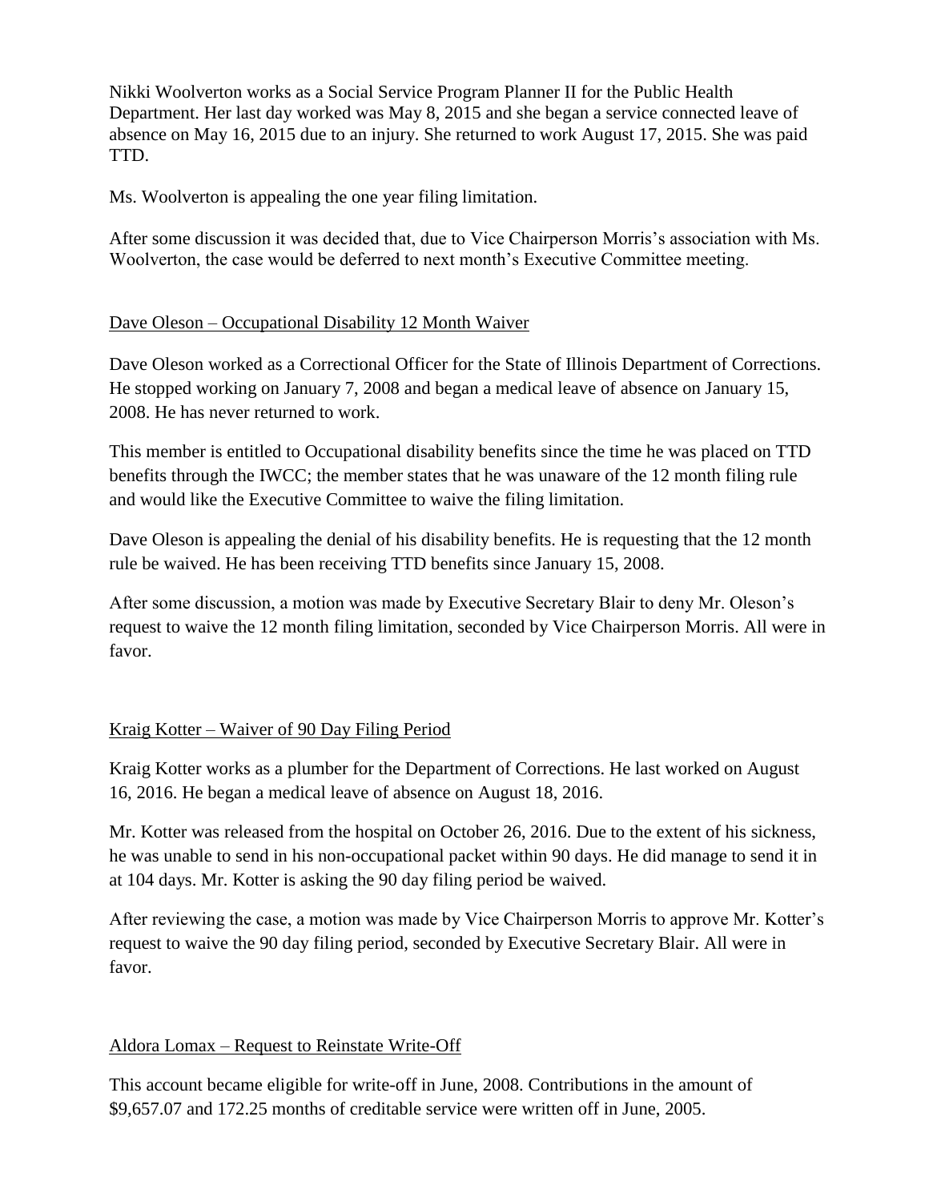Nikki Woolverton works as a Social Service Program Planner II for the Public Health Department. Her last day worked was May 8, 2015 and she began a service connected leave of absence on May 16, 2015 due to an injury. She returned to work August 17, 2015. She was paid TTD.

Ms. Woolverton is appealing the one year filing limitation.

After some discussion it was decided that, due to Vice Chairperson Morris's association with Ms. Woolverton, the case would be deferred to next month's Executive Committee meeting.

### Dave Oleson – Occupational Disability 12 Month Waiver

Dave Oleson worked as a Correctional Officer for the State of Illinois Department of Corrections. He stopped working on January 7, 2008 and began a medical leave of absence on January 15, 2008. He has never returned to work.

This member is entitled to Occupational disability benefits since the time he was placed on TTD benefits through the IWCC; the member states that he was unaware of the 12 month filing rule and would like the Executive Committee to waive the filing limitation.

Dave Oleson is appealing the denial of his disability benefits. He is requesting that the 12 month rule be waived. He has been receiving TTD benefits since January 15, 2008.

After some discussion, a motion was made by Executive Secretary Blair to deny Mr. Oleson's request to waive the 12 month filing limitation, seconded by Vice Chairperson Morris. All were in favor.

### Kraig Kotter – Waiver of 90 Day Filing Period

Kraig Kotter works as a plumber for the Department of Corrections. He last worked on August 16, 2016. He began a medical leave of absence on August 18, 2016.

Mr. Kotter was released from the hospital on October 26, 2016. Due to the extent of his sickness, he was unable to send in his non-occupational packet within 90 days. He did manage to send it in at 104 days. Mr. Kotter is asking the 90 day filing period be waived.

After reviewing the case, a motion was made by Vice Chairperson Morris to approve Mr. Kotter's request to waive the 90 day filing period, seconded by Executive Secretary Blair. All were in favor.

### Aldora Lomax – Request to Reinstate Write-Off

This account became eligible for write-off in June, 2008. Contributions in the amount of $9,657.07 and 172.25 months of creditable service were written off in June, 2005.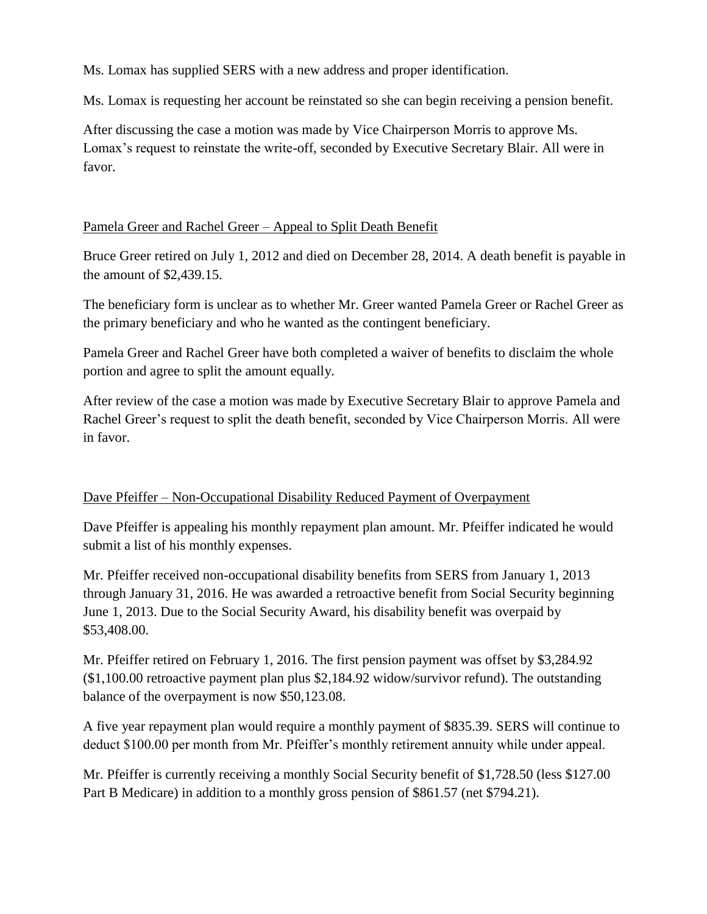Ms. Lomax has supplied SERS with a new address and proper identification.

Ms. Lomax is requesting her account be reinstated so she can begin receiving a pension benefit.

After discussing the case a motion was made by Vice Chairperson Morris to approve Ms. Lomax's request to reinstate the write-off, seconded by Executive Secretary Blair. All were in favor.

<u>Pamela Greer and Rachel Greer – Appeal to Split Death Benefit</u>

Bruce Greer retired on July 1, 2012 and died on December 28, 2014. A death benefit is payable in the amount of $2,439.15.

The beneficiary form is unclear as to whether Mr. Greer wanted Pamela Greer or Rachel Greer as the primary beneficiary and who he wanted as the contingent beneficiary.

Pamela Greer and Rachel Greer have both completed a waiver of benefits to disclaim the whole portion and agree to split the amount equally.

After review of the case a motion was made by Executive Secretary Blair to approve Pamela and Rachel Greer's request to split the death benefit, seconded by Vice Chairperson Morris. All were in favor.

<u>Dave Pfeiffer – Non-Occupational Disability Reduced Payment of Overpayment</u>

Dave Pfeiffer is appealing his monthly repayment plan amount. Mr. Pfeiffer indicated he would submit a list of his monthly expenses.

Mr. Pfeiffer received non-occupational disability benefits from SERS from January 1, 2013 through January 31, 2016. He was awarded a retroactive benefit from Social Security beginning June 1, 2013. Due to the Social Security Award, his disability benefit was overpaid by $53,408.00.

Mr. Pfeiffer retired on February 1, 2016. The first pension payment was offset by $3,284.92 ($1,100.00 retroactive payment plan plus $2,184.92 widow/survivor refund). The outstanding balance of the overpayment is now $50,123.08.

A five year repayment plan would require a monthly payment of $835.39. SERS will continue to deduct $100.00 per month from Mr. Pfeiffer's monthly retirement annuity while under appeal.

Mr. Pfeiffer is currently receiving a monthly Social Security benefit of $1,728.50 (less $127.00 Part B Medicare) in addition to a monthly gross pension of $861.57 (net $794.21).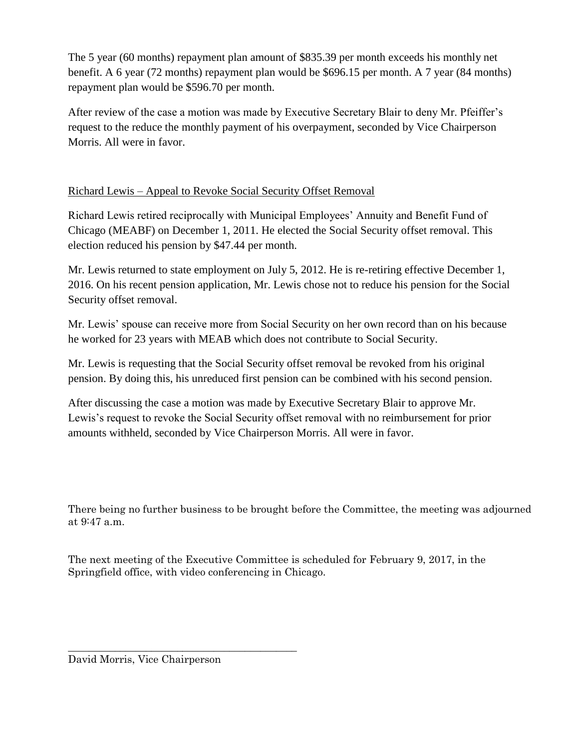The 5 year (60 months) repayment plan amount of $835.39 per month exceeds his monthly net benefit. A 6 year (72 months) repayment plan would be $696.15 per month. A 7 year (84 months) repayment plan would be $596.70 per month.

After review of the case a motion was made by Executive Secretary Blair to deny Mr. Pfeiffer's request to the reduce the monthly payment of his overpayment, seconded by Vice Chairperson Morris. All were in favor.

<u>Richard Lewis – Appeal to Revoke Social Security Offset Removal</u>

Richard Lewis retired reciprocally with Municipal Employees' Annuity and Benefit Fund of Chicago (MEABF) on December 1, 2011. He elected the Social Security offset removal. This election reduced his pension by $47.44 per month.

Mr. Lewis returned to state employment on July 5, 2012. He is re-retiring effective December 1, 2016. On his recent pension application, Mr. Lewis chose not to reduce his pension for the Social Security offset removal.

Mr. Lewis' spouse can receive more from Social Security on her own record than on his because he worked for 23 years with MEAB which does not contribute to Social Security.

Mr. Lewis is requesting that the Social Security offset removal be revoked from his original pension. By doing this, his unreduced first pension can be combined with his second pension.

After discussing the case a motion was made by Executive Secretary Blair to approve Mr. Lewis's request to revoke the Social Security offset removal with no reimbursement for prior amounts withheld, seconded by Vice Chairperson Morris. All were in favor.

There being no further business to be brought before the Committee, the meeting was adjourned at 9:47 a.m.

The next meeting of the Executive Committee is scheduled for February 9, 2017, in the Springfield office, with video conferencing in Chicago.

\_\_\_\_\_\_\_\_\_\_\_\_\_\_\_\_\_\_\_\_\_\_\_\_\_\_\_\_\_\_\_\_\_\_\_\_\_\_\_\_\_\_\_\_

David Morris, Vice Chairperson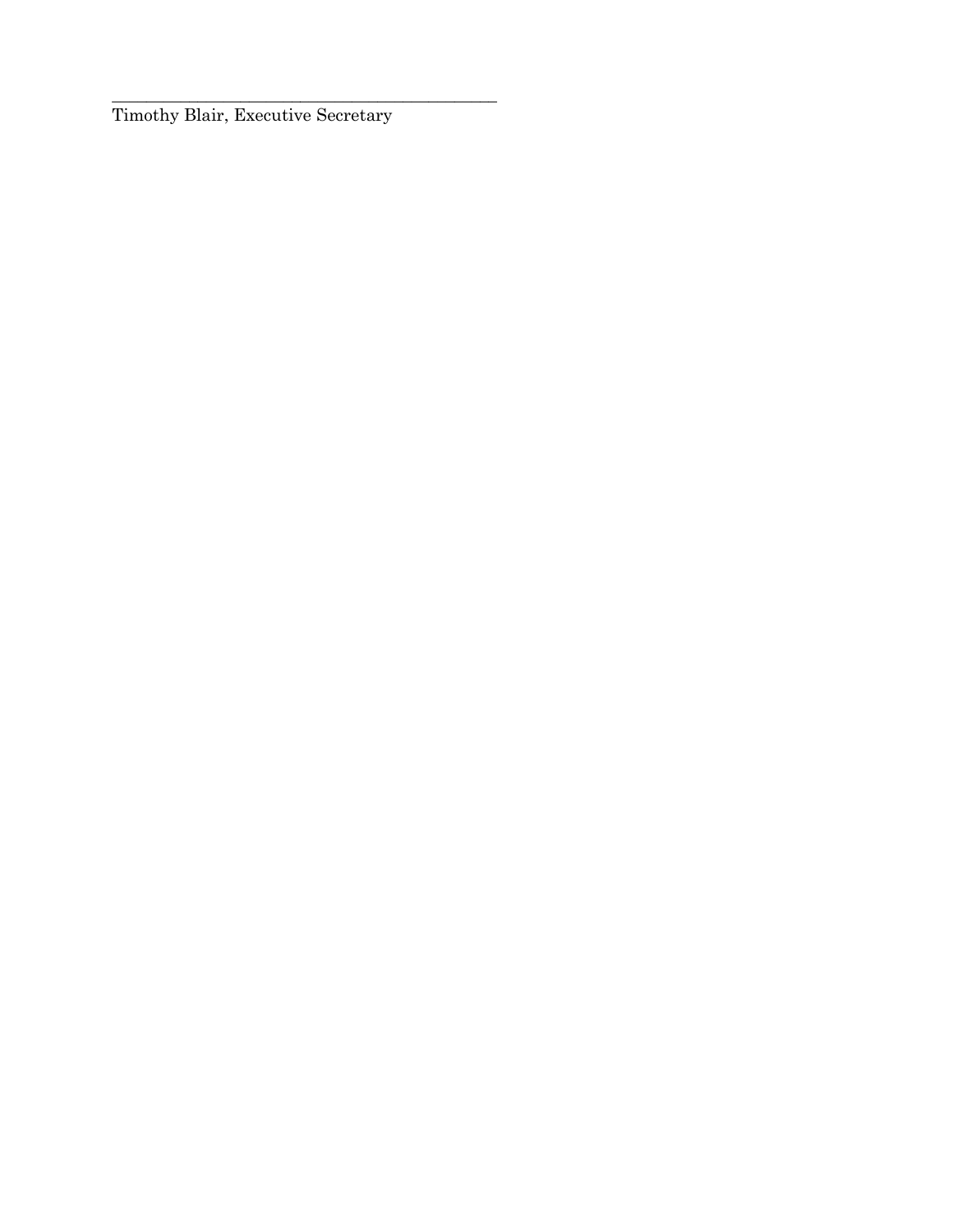\_\_\_\_\_\_\_\_\_\_\_\_\_\_\_\_\_\_\_\_\_\_\_\_\_\_\_\_\_\_\_\_\_\_\_\_\_\_\_\_\_\_\_\_

Timothy Blair, Executive Secretary